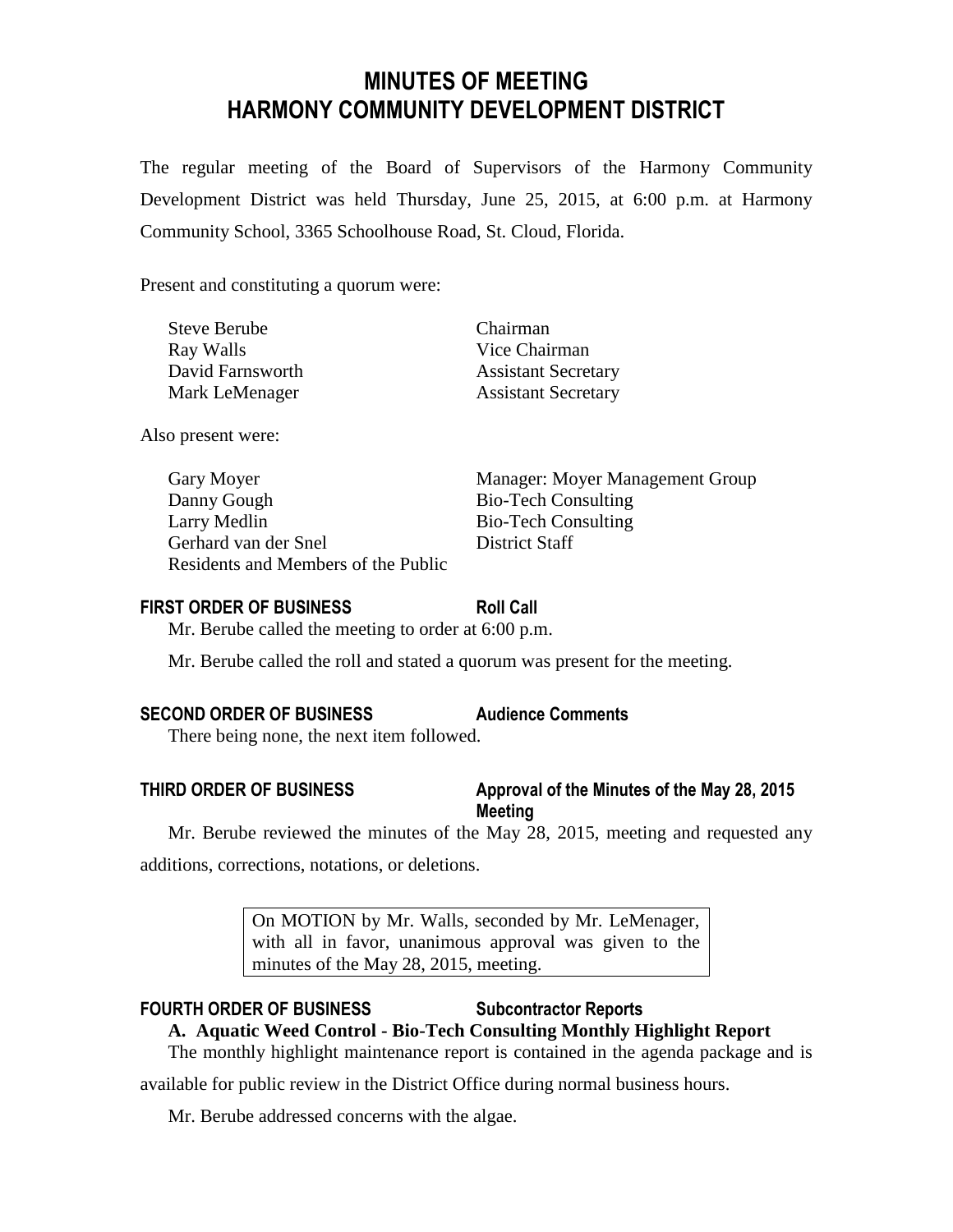# MINUTES OF MEETING
# HARMONY COMMUNITY DEVELOPMENT DISTRICT

The regular meeting of the Board of Supervisors of the Harmony Community Development District was held Thursday, June 25, 2015, at 6:00 p.m. at Harmony Community School, 3365 Schoolhouse Road, St. Cloud, Florida.

Present and constituting a quorum were:

| | |
|---|---|
| Steve Berube | Chairman |
| Ray Walls | Vice Chairman |
| David Farnsworth | Assistant Secretary |
| Mark LeMenager | Assistant Secretary |

Also present were:

| | |
|---|---|
| Gary Moyer | Manager: Moyer Management Group |
| Danny Gough | Bio-Tech Consulting |
| Larry Medlin | Bio-Tech Consulting |
| Gerhard van der Snel | District Staff |
| Residents and Members of the Public | |

**FIRST ORDER OF BUSINESS** **Roll Call**

Mr. Berube called the meeting to order at 6:00 p.m.

Mr. Berube called the roll and stated a quorum was present for the meeting.

**SECOND ORDER OF BUSINESS** **Audience Comments**

There being none, the next item followed.

**THIRD ORDER OF BUSINESS** **Approval of the Minutes of the May 28, 2015 Meeting**

Mr. Berube reviewed the minutes of the May 28, 2015, meeting and requested any additions, corrections, notations, or deletions.

> On MOTION by Mr. Walls, seconded by Mr. LeMenager, with all in favor, unanimous approval was given to the minutes of the May 28, 2015, meeting.

**FOURTH ORDER OF BUSINESS** **Subcontractor Reports**

**A. Aquatic Weed Control - Bio-Tech Consulting Monthly Highlight Report**

The monthly highlight maintenance report is contained in the agenda package and is available for public review in the District Office during normal business hours.

Mr. Berube addressed concerns with the algae.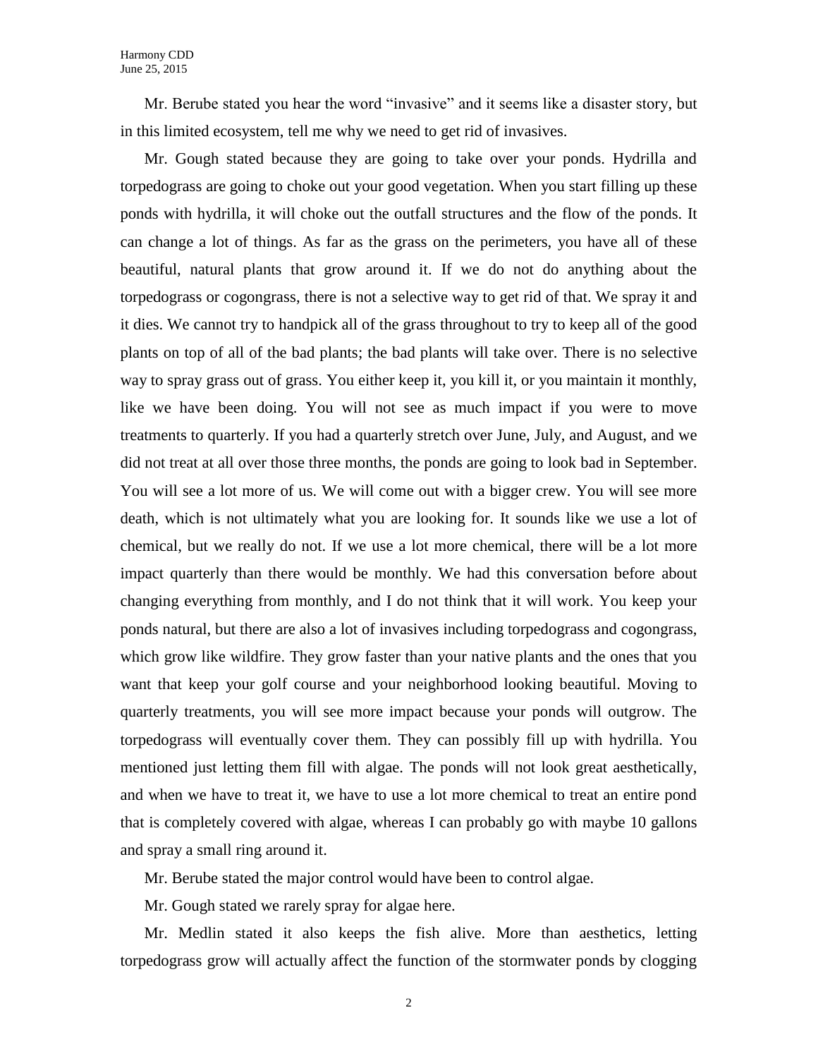Mr. Berube stated you hear the word "invasive" and it seems like a disaster story, but in this limited ecosystem, tell me why we need to get rid of invasives.

Mr. Gough stated because they are going to take over your ponds. Hydrilla and torpedograss are going to choke out your good vegetation. When you start filling up these ponds with hydrilla, it will choke out the outfall structures and the flow of the ponds. It can change a lot of things. As far as the grass on the perimeters, you have all of these beautiful, natural plants that grow around it. If we do not do anything about the torpedograss or cogongrass, there is not a selective way to get rid of that. We spray it and it dies. We cannot try to handpick all of the grass throughout to try to keep all of the good plants on top of all of the bad plants; the bad plants will take over. There is no selective way to spray grass out of grass. You either keep it, you kill it, or you maintain it monthly, like we have been doing. You will not see as much impact if you were to move treatments to quarterly. If you had a quarterly stretch over June, July, and August, and we did not treat at all over those three months, the ponds are going to look bad in September. You will see a lot more of us. We will come out with a bigger crew. You will see more death, which is not ultimately what you are looking for. It sounds like we use a lot of chemical, but we really do not. If we use a lot more chemical, there will be a lot more impact quarterly than there would be monthly. We had this conversation before about changing everything from monthly, and I do not think that it will work. You keep your ponds natural, but there are also a lot of invasives including torpedograss and cogongrass, which grow like wildfire. They grow faster than your native plants and the ones that you want that keep your golf course and your neighborhood looking beautiful. Moving to quarterly treatments, you will see more impact because your ponds will outgrow. The torpedograss will eventually cover them. They can possibly fill up with hydrilla. You mentioned just letting them fill with algae. The ponds will not look great aesthetically, and when we have to treat it, we have to use a lot more chemical to treat an entire pond that is completely covered with algae, whereas I can probably go with maybe 10 gallons and spray a small ring around it.

Mr. Berube stated the major control would have been to control algae.

Mr. Gough stated we rarely spray for algae here.

Mr. Medlin stated it also keeps the fish alive. More than aesthetics, letting torpedograss grow will actually affect the function of the stormwater ponds by clogging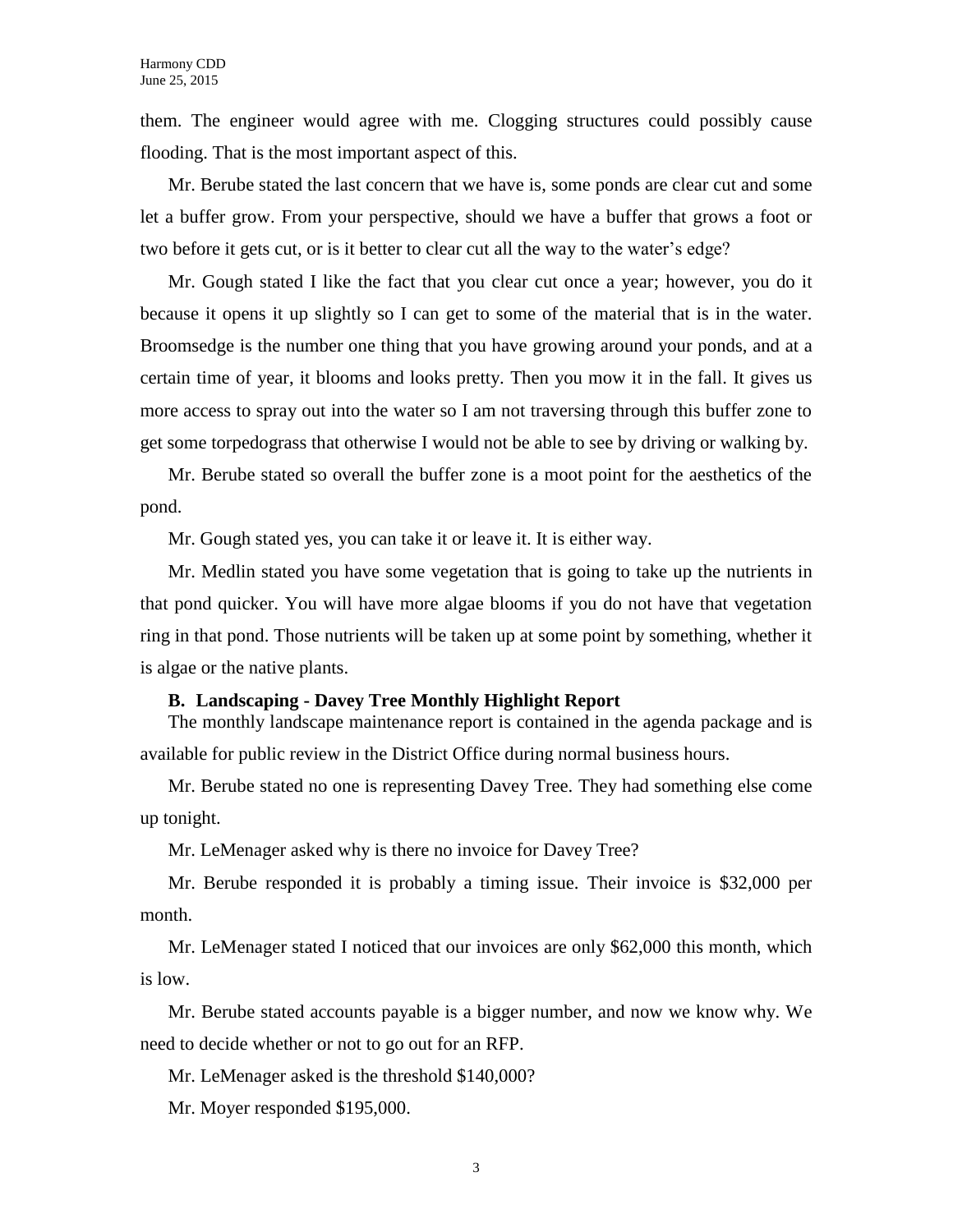them. The engineer would agree with me. Clogging structures could possibly cause flooding. That is the most important aspect of this.

Mr. Berube stated the last concern that we have is, some ponds are clear cut and some let a buffer grow. From your perspective, should we have a buffer that grows a foot or two before it gets cut, or is it better to clear cut all the way to the water's edge?

Mr. Gough stated I like the fact that you clear cut once a year; however, you do it because it opens it up slightly so I can get to some of the material that is in the water. Broomsedge is the number one thing that you have growing around your ponds, and at a certain time of year, it blooms and looks pretty. Then you mow it in the fall. It gives us more access to spray out into the water so I am not traversing through this buffer zone to get some torpedograss that otherwise I would not be able to see by driving or walking by.

Mr. Berube stated so overall the buffer zone is a moot point for the aesthetics of the pond.

Mr. Gough stated yes, you can take it or leave it. It is either way.

Mr. Medlin stated you have some vegetation that is going to take up the nutrients in that pond quicker. You will have more algae blooms if you do not have that vegetation ring in that pond. Those nutrients will be taken up at some point by something, whether it is algae or the native plants.

**B. Landscaping - Davey Tree Monthly Highlight Report**

The monthly landscape maintenance report is contained in the agenda package and is available for public review in the District Office during normal business hours.

Mr. Berube stated no one is representing Davey Tree. They had something else come up tonight.

Mr. LeMenager asked why is there no invoice for Davey Tree?

Mr. Berube responded it is probably a timing issue. Their invoice is $32,000 per month.

Mr. LeMenager stated I noticed that our invoices are only $62,000 this month, which is low.

Mr. Berube stated accounts payable is a bigger number, and now we know why. We need to decide whether or not to go out for an RFP.

Mr. LeMenager asked is the threshold $140,000?

Mr. Moyer responded $195,000.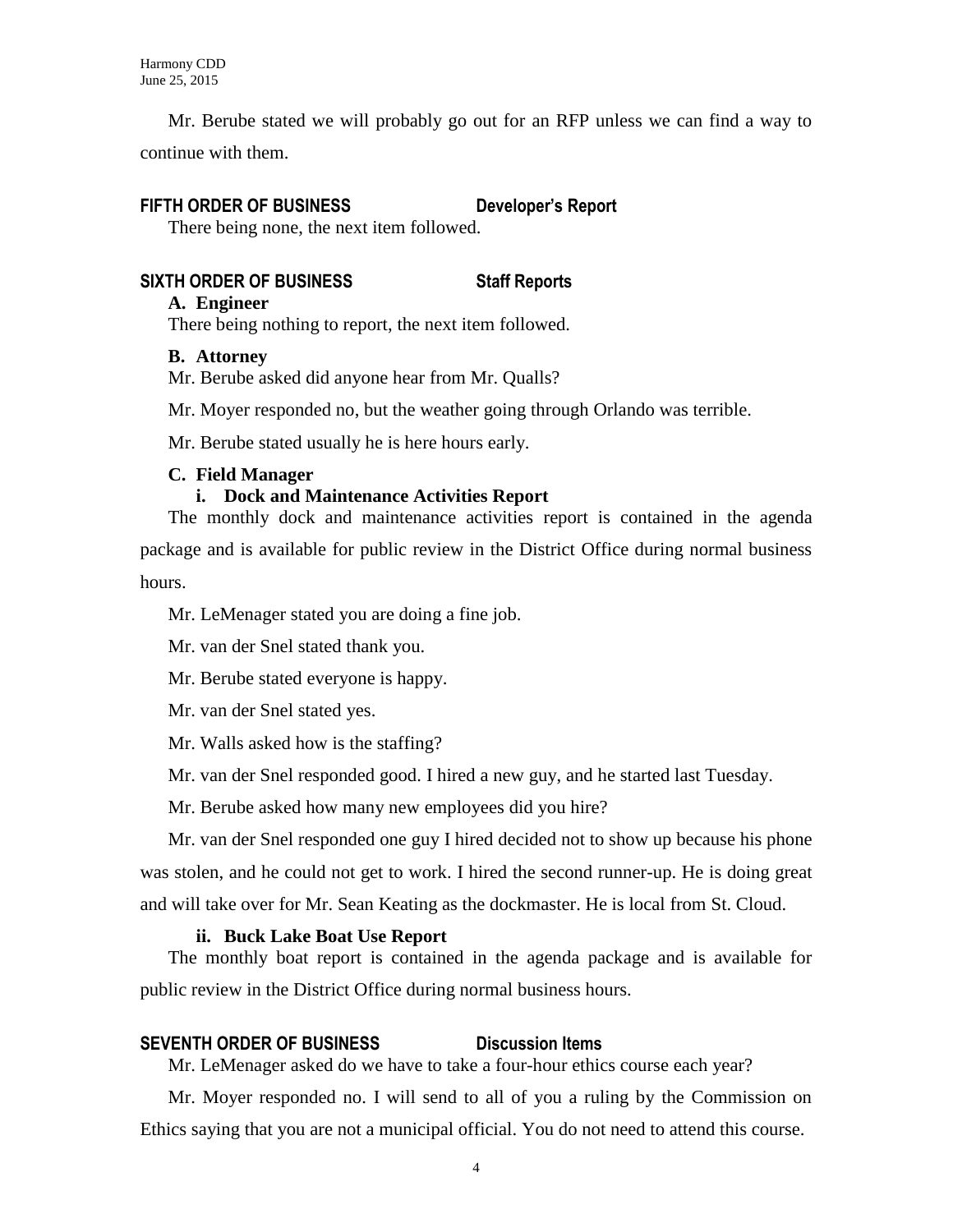Mr. Berube stated we will probably go out for an RFP unless we can find a way to continue with them.

## FIFTH ORDER OF BUSINESS Developer's Report

There being none, the next item followed.

## SIXTH ORDER OF BUSINESS Staff Reports

**A. Engineer**

There being nothing to report, the next item followed.

**B. Attorney**

Mr. Berube asked did anyone hear from Mr. Qualls?

Mr. Moyer responded no, but the weather going through Orlando was terrible.

Mr. Berube stated usually he is here hours early.

**C. Field Manager**

**i. Dock and Maintenance Activities Report**

The monthly dock and maintenance activities report is contained in the agenda package and is available for public review in the District Office during normal business hours.

Mr. LeMenager stated you are doing a fine job.

Mr. van der Snel stated thank you.

Mr. Berube stated everyone is happy.

Mr. van der Snel stated yes.

Mr. Walls asked how is the staffing?

Mr. van der Snel responded good. I hired a new guy, and he started last Tuesday.

Mr. Berube asked how many new employees did you hire?

Mr. van der Snel responded one guy I hired decided not to show up because his phone was stolen, and he could not get to work. I hired the second runner-up. He is doing great and will take over for Mr. Sean Keating as the dockmaster. He is local from St. Cloud.

**ii. Buck Lake Boat Use Report**

The monthly boat report is contained in the agenda package and is available for public review in the District Office during normal business hours.

## SEVENTH ORDER OF BUSINESS Discussion Items

Mr. LeMenager asked do we have to take a four-hour ethics course each year?

Mr. Moyer responded no. I will send to all of you a ruling by the Commission on Ethics saying that you are not a municipal official. You do not need to attend this course.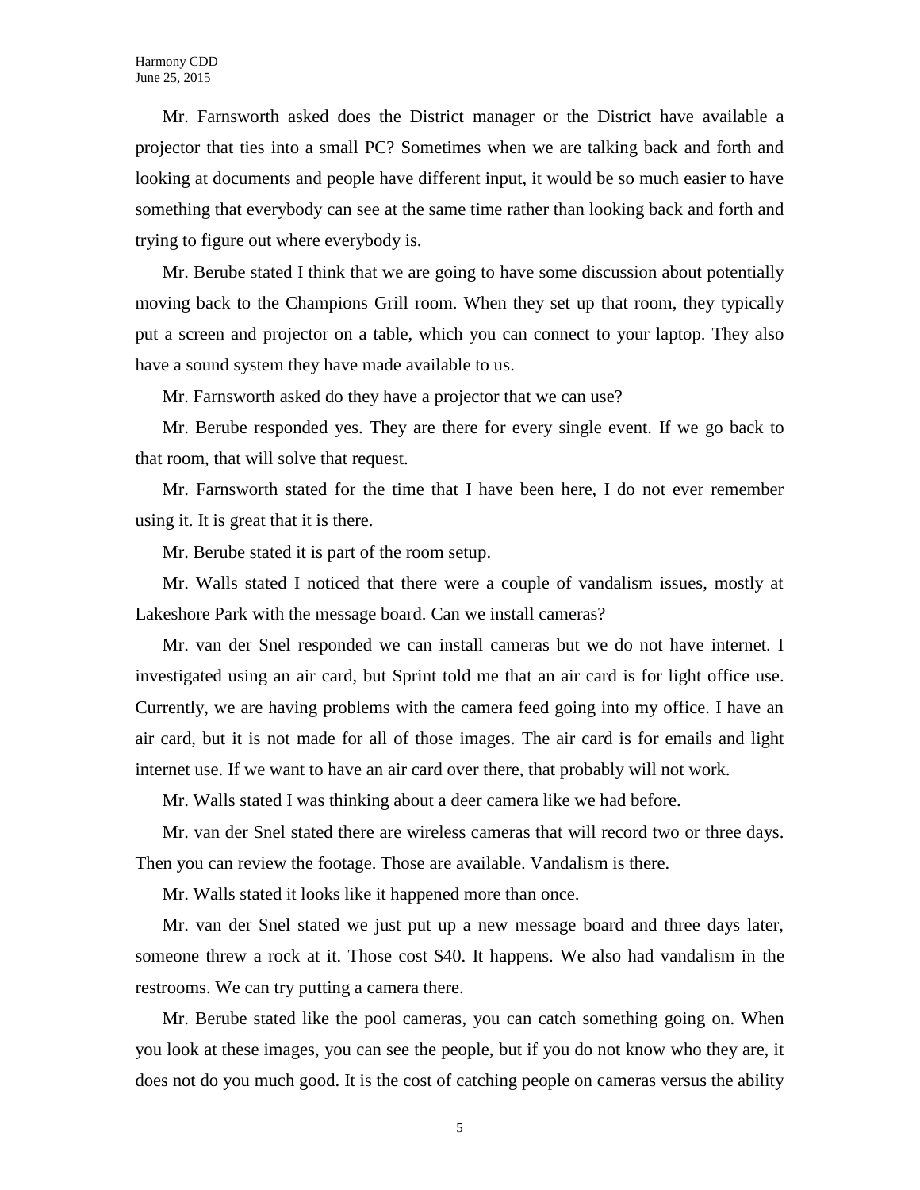Mr. Farnsworth asked does the District manager or the District have available a projector that ties into a small PC? Sometimes when we are talking back and forth and looking at documents and people have different input, it would be so much easier to have something that everybody can see at the same time rather than looking back and forth and trying to figure out where everybody is.

Mr. Berube stated I think that we are going to have some discussion about potentially moving back to the Champions Grill room. When they set up that room, they typically put a screen and projector on a table, which you can connect to your laptop. They also have a sound system they have made available to us.

Mr. Farnsworth asked do they have a projector that we can use?

Mr. Berube responded yes. They are there for every single event. If we go back to that room, that will solve that request.

Mr. Farnsworth stated for the time that I have been here, I do not ever remember using it. It is great that it is there.

Mr. Berube stated it is part of the room setup.

Mr. Walls stated I noticed that there were a couple of vandalism issues, mostly at Lakeshore Park with the message board. Can we install cameras?

Mr. van der Snel responded we can install cameras but we do not have internet. I investigated using an air card, but Sprint told me that an air card is for light office use. Currently, we are having problems with the camera feed going into my office. I have an air card, but it is not made for all of those images. The air card is for emails and light internet use. If we want to have an air card over there, that probably will not work.

Mr. Walls stated I was thinking about a deer camera like we had before.

Mr. van der Snel stated there are wireless cameras that will record two or three days. Then you can review the footage. Those are available. Vandalism is there.

Mr. Walls stated it looks like it happened more than once.

Mr. van der Snel stated we just put up a new message board and three days later, someone threw a rock at it. Those cost $40. It happens. We also had vandalism in the restrooms. We can try putting a camera there.

Mr. Berube stated like the pool cameras, you can catch something going on. When you look at these images, you can see the people, but if you do not know who they are, it does not do you much good. It is the cost of catching people on cameras versus the ability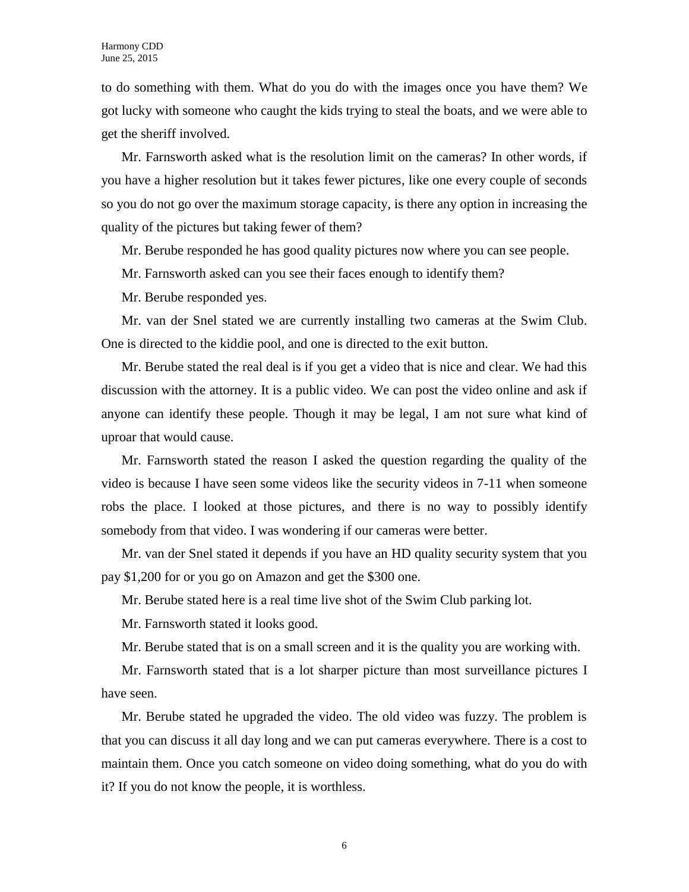to do something with them. What do you do with the images once you have them? We got lucky with someone who caught the kids trying to steal the boats, and we were able to get the sheriff involved.

Mr. Farnsworth asked what is the resolution limit on the cameras? In other words, if you have a higher resolution but it takes fewer pictures, like one every couple of seconds so you do not go over the maximum storage capacity, is there any option in increasing the quality of the pictures but taking fewer of them?

Mr. Berube responded he has good quality pictures now where you can see people.

Mr. Farnsworth asked can you see their faces enough to identify them?

Mr. Berube responded yes.

Mr. van der Snel stated we are currently installing two cameras at the Swim Club. One is directed to the kiddie pool, and one is directed to the exit button.

Mr. Berube stated the real deal is if you get a video that is nice and clear. We had this discussion with the attorney. It is a public video. We can post the video online and ask if anyone can identify these people. Though it may be legal, I am not sure what kind of uproar that would cause.

Mr. Farnsworth stated the reason I asked the question regarding the quality of the video is because I have seen some videos like the security videos in 7-11 when someone robs the place. I looked at those pictures, and there is no way to possibly identify somebody from that video. I was wondering if our cameras were better.

Mr. van der Snel stated it depends if you have an HD quality security system that you pay $1,200 for or you go on Amazon and get the $300 one.

Mr. Berube stated here is a real time live shot of the Swim Club parking lot.

Mr. Farnsworth stated it looks good.

Mr. Berube stated that is on a small screen and it is the quality you are working with.

Mr. Farnsworth stated that is a lot sharper picture than most surveillance pictures I have seen.

Mr. Berube stated he upgraded the video. The old video was fuzzy. The problem is that you can discuss it all day long and we can put cameras everywhere. There is a cost to maintain them. Once you catch someone on video doing something, what do you do with it? If you do not know the people, it is worthless.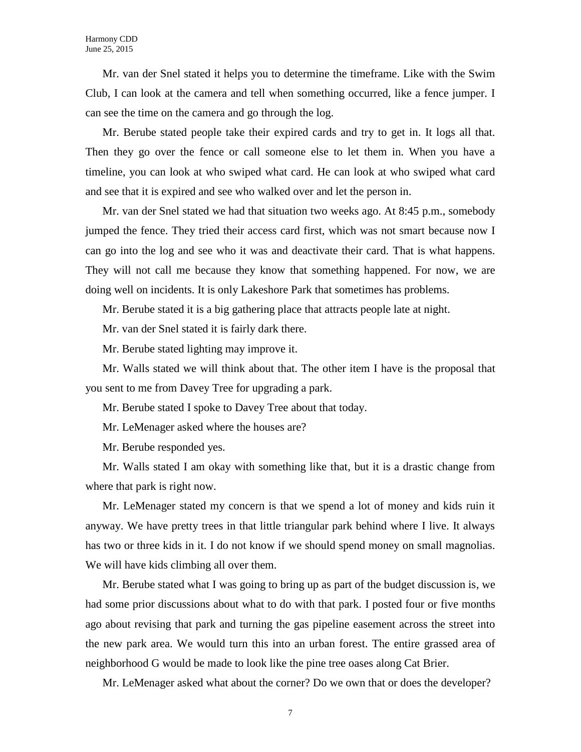Mr. van der Snel stated it helps you to determine the timeframe. Like with the Swim Club, I can look at the camera and tell when something occurred, like a fence jumper. I can see the time on the camera and go through the log.

Mr. Berube stated people take their expired cards and try to get in. It logs all that. Then they go over the fence or call someone else to let them in. When you have a timeline, you can look at who swiped what card. He can look at who swiped what card and see that it is expired and see who walked over and let the person in.

Mr. van der Snel stated we had that situation two weeks ago. At 8:45 p.m., somebody jumped the fence. They tried their access card first, which was not smart because now I can go into the log and see who it was and deactivate their card. That is what happens. They will not call me because they know that something happened. For now, we are doing well on incidents. It is only Lakeshore Park that sometimes has problems.

Mr. Berube stated it is a big gathering place that attracts people late at night.

Mr. van der Snel stated it is fairly dark there.

Mr. Berube stated lighting may improve it.

Mr. Walls stated we will think about that. The other item I have is the proposal that you sent to me from Davey Tree for upgrading a park.

Mr. Berube stated I spoke to Davey Tree about that today.

Mr. LeMenager asked where the houses are?

Mr. Berube responded yes.

Mr. Walls stated I am okay with something like that, but it is a drastic change from where that park is right now.

Mr. LeMenager stated my concern is that we spend a lot of money and kids ruin it anyway. We have pretty trees in that little triangular park behind where I live. It always has two or three kids in it. I do not know if we should spend money on small magnolias. We will have kids climbing all over them.

Mr. Berube stated what I was going to bring up as part of the budget discussion is, we had some prior discussions about what to do with that park. I posted four or five months ago about revising that park and turning the gas pipeline easement across the street into the new park area. We would turn this into an urban forest. The entire grassed area of neighborhood G would be made to look like the pine tree oases along Cat Brier.

Mr. LeMenager asked what about the corner? Do we own that or does the developer?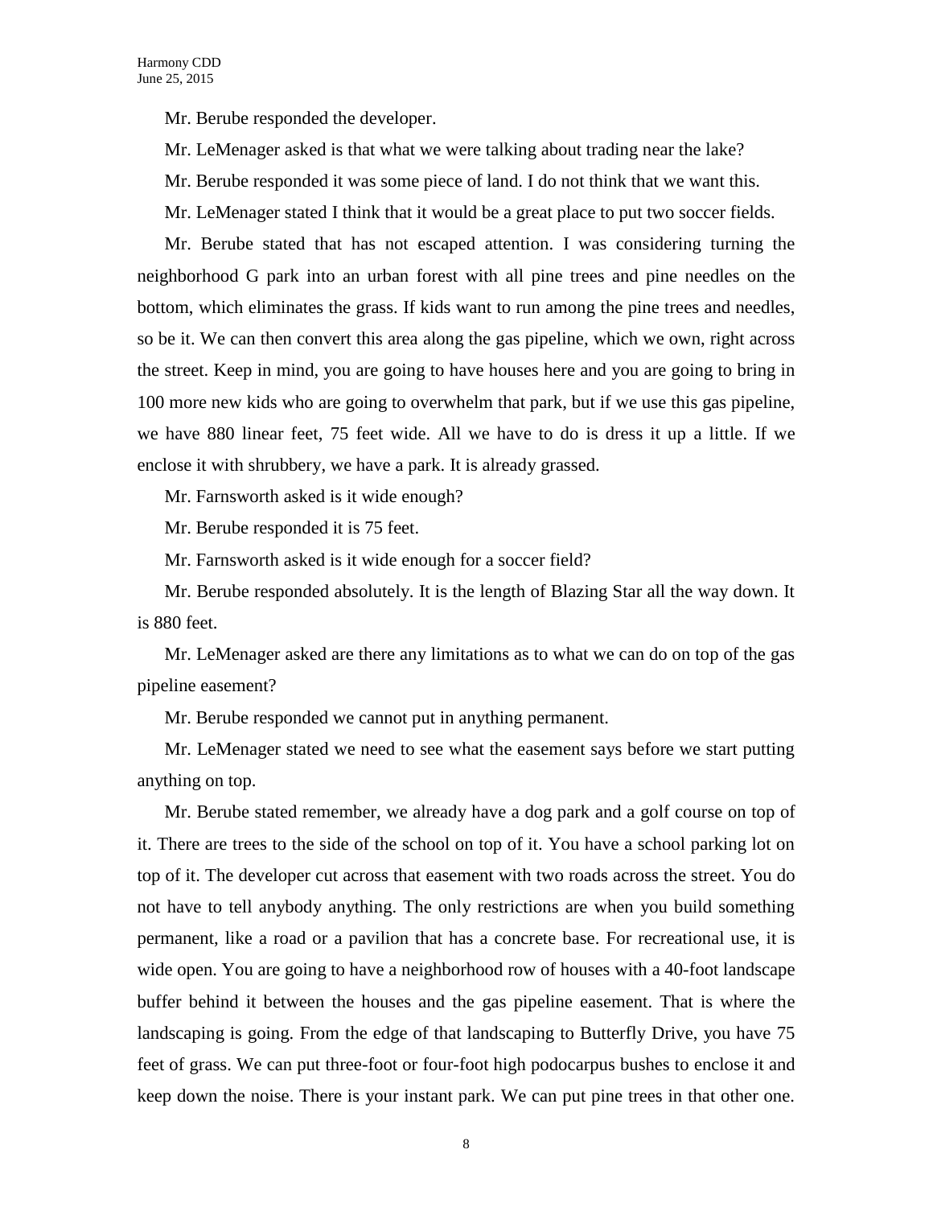Mr. Berube responded the developer.

Mr. LeMenager asked is that what we were talking about trading near the lake?

Mr. Berube responded it was some piece of land. I do not think that we want this.

Mr. LeMenager stated I think that it would be a great place to put two soccer fields.

Mr. Berube stated that has not escaped attention. I was considering turning the neighborhood G park into an urban forest with all pine trees and pine needles on the bottom, which eliminates the grass. If kids want to run among the pine trees and needles, so be it. We can then convert this area along the gas pipeline, which we own, right across the street. Keep in mind, you are going to have houses here and you are going to bring in 100 more new kids who are going to overwhelm that park, but if we use this gas pipeline, we have 880 linear feet, 75 feet wide. All we have to do is dress it up a little. If we enclose it with shrubbery, we have a park. It is already grassed.

Mr. Farnsworth asked is it wide enough?

Mr. Berube responded it is 75 feet.

Mr. Farnsworth asked is it wide enough for a soccer field?

Mr. Berube responded absolutely. It is the length of Blazing Star all the way down. It is 880 feet.

Mr. LeMenager asked are there any limitations as to what we can do on top of the gas pipeline easement?

Mr. Berube responded we cannot put in anything permanent.

Mr. LeMenager stated we need to see what the easement says before we start putting anything on top.

Mr. Berube stated remember, we already have a dog park and a golf course on top of it. There are trees to the side of the school on top of it. You have a school parking lot on top of it. The developer cut across that easement with two roads across the street. You do not have to tell anybody anything. The only restrictions are when you build something permanent, like a road or a pavilion that has a concrete base. For recreational use, it is wide open. You are going to have a neighborhood row of houses with a 40-foot landscape buffer behind it between the houses and the gas pipeline easement. That is where the landscaping is going. From the edge of that landscaping to Butterfly Drive, you have 75 feet of grass. We can put three-foot or four-foot high podocarpus bushes to enclose it and keep down the noise. There is your instant park. We can put pine trees in that other one.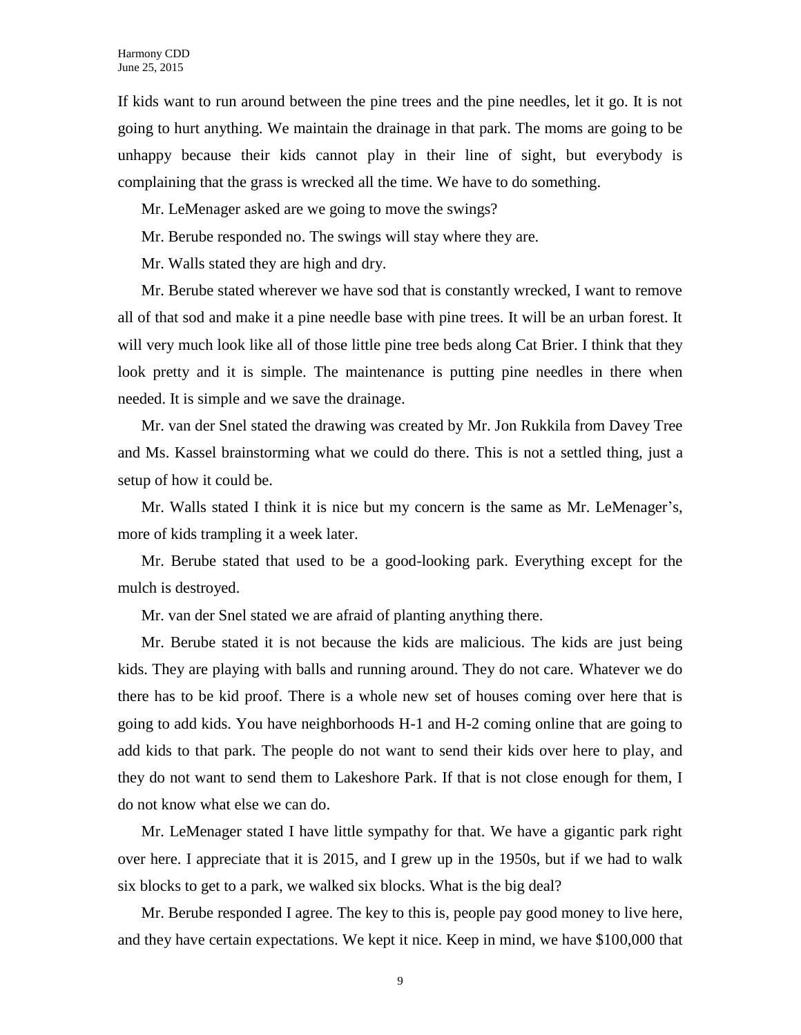If kids want to run around between the pine trees and the pine needles, let it go. It is not going to hurt anything. We maintain the drainage in that park. The moms are going to be unhappy because their kids cannot play in their line of sight, but everybody is complaining that the grass is wrecked all the time. We have to do something.

Mr. LeMenager asked are we going to move the swings?

Mr. Berube responded no. The swings will stay where they are.

Mr. Walls stated they are high and dry.

Mr. Berube stated wherever we have sod that is constantly wrecked, I want to remove all of that sod and make it a pine needle base with pine trees. It will be an urban forest. It will very much look like all of those little pine tree beds along Cat Brier. I think that they look pretty and it is simple. The maintenance is putting pine needles in there when needed. It is simple and we save the drainage.

Mr. van der Snel stated the drawing was created by Mr. Jon Rukkila from Davey Tree and Ms. Kassel brainstorming what we could do there. This is not a settled thing, just a setup of how it could be.

Mr. Walls stated I think it is nice but my concern is the same as Mr. LeMenager's, more of kids trampling it a week later.

Mr. Berube stated that used to be a good-looking park. Everything except for the mulch is destroyed.

Mr. van der Snel stated we are afraid of planting anything there.

Mr. Berube stated it is not because the kids are malicious. The kids are just being kids. They are playing with balls and running around. They do not care. Whatever we do there has to be kid proof. There is a whole new set of houses coming over here that is going to add kids. You have neighborhoods H-1 and H-2 coming online that are going to add kids to that park. The people do not want to send their kids over here to play, and they do not want to send them to Lakeshore Park. If that is not close enough for them, I do not know what else we can do.

Mr. LeMenager stated I have little sympathy for that. We have a gigantic park right over here. I appreciate that it is 2015, and I grew up in the 1950s, but if we had to walk six blocks to get to a park, we walked six blocks. What is the big deal?

Mr. Berube responded I agree. The key to this is, people pay good money to live here, and they have certain expectations. We kept it nice. Keep in mind, we have $100,000 that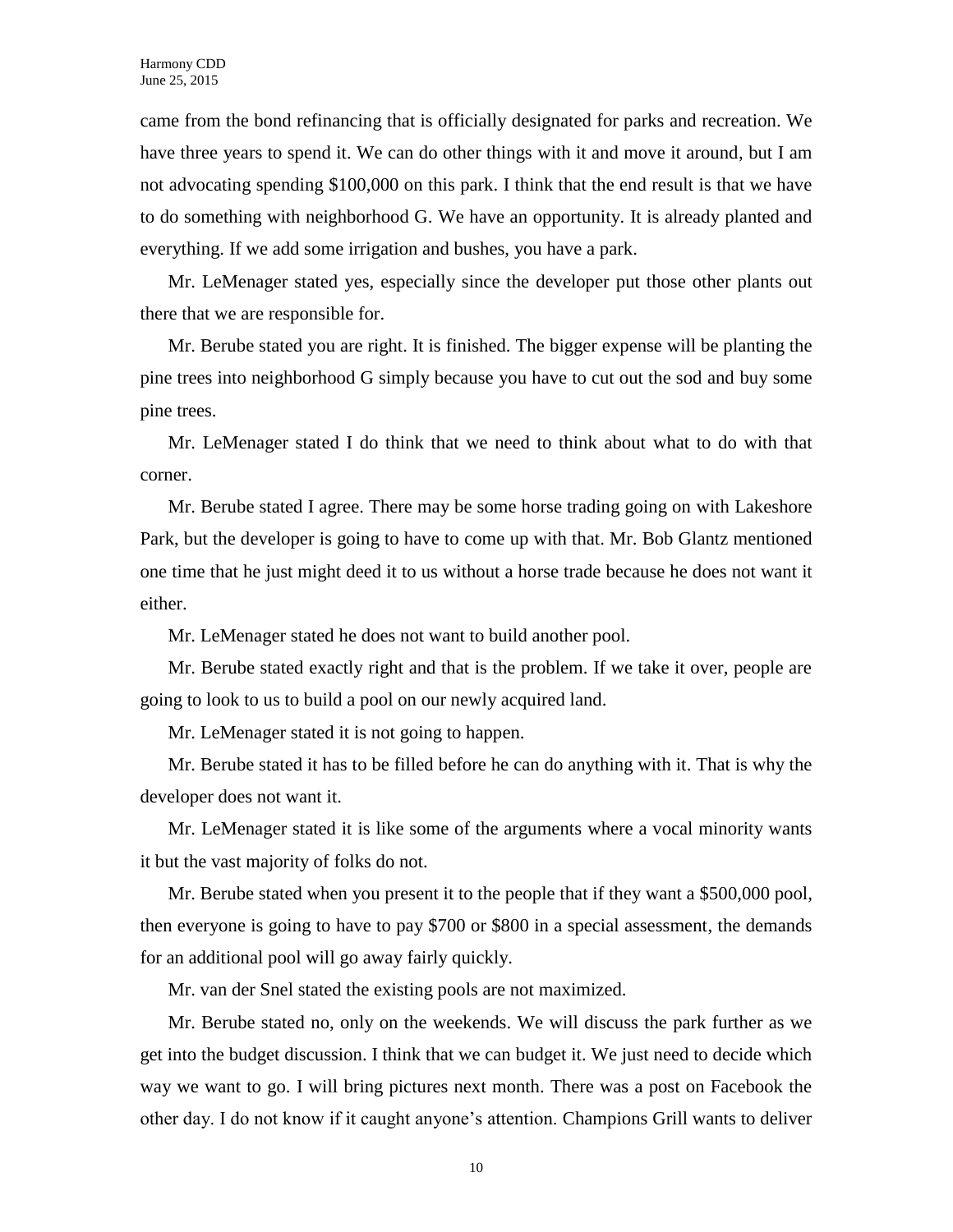came from the bond refinancing that is officially designated for parks and recreation. We have three years to spend it. We can do other things with it and move it around, but I am not advocating spending $100,000 on this park. I think that the end result is that we have to do something with neighborhood G. We have an opportunity. It is already planted and everything. If we add some irrigation and bushes, you have a park.

Mr. LeMenager stated yes, especially since the developer put those other plants out there that we are responsible for.

Mr. Berube stated you are right. It is finished. The bigger expense will be planting the pine trees into neighborhood G simply because you have to cut out the sod and buy some pine trees.

Mr. LeMenager stated I do think that we need to think about what to do with that corner.

Mr. Berube stated I agree. There may be some horse trading going on with Lakeshore Park, but the developer is going to have to come up with that. Mr. Bob Glantz mentioned one time that he just might deed it to us without a horse trade because he does not want it either.

Mr. LeMenager stated he does not want to build another pool.

Mr. Berube stated exactly right and that is the problem. If we take it over, people are going to look to us to build a pool on our newly acquired land.

Mr. LeMenager stated it is not going to happen.

Mr. Berube stated it has to be filled before he can do anything with it. That is why the developer does not want it.

Mr. LeMenager stated it is like some of the arguments where a vocal minority wants it but the vast majority of folks do not.

Mr. Berube stated when you present it to the people that if they want a $500,000 pool, then everyone is going to have to pay $700 or $800 in a special assessment, the demands for an additional pool will go away fairly quickly.

Mr. van der Snel stated the existing pools are not maximized.

Mr. Berube stated no, only on the weekends. We will discuss the park further as we get into the budget discussion. I think that we can budget it. We just need to decide which way we want to go. I will bring pictures next month. There was a post on Facebook the other day. I do not know if it caught anyone's attention. Champions Grill wants to deliver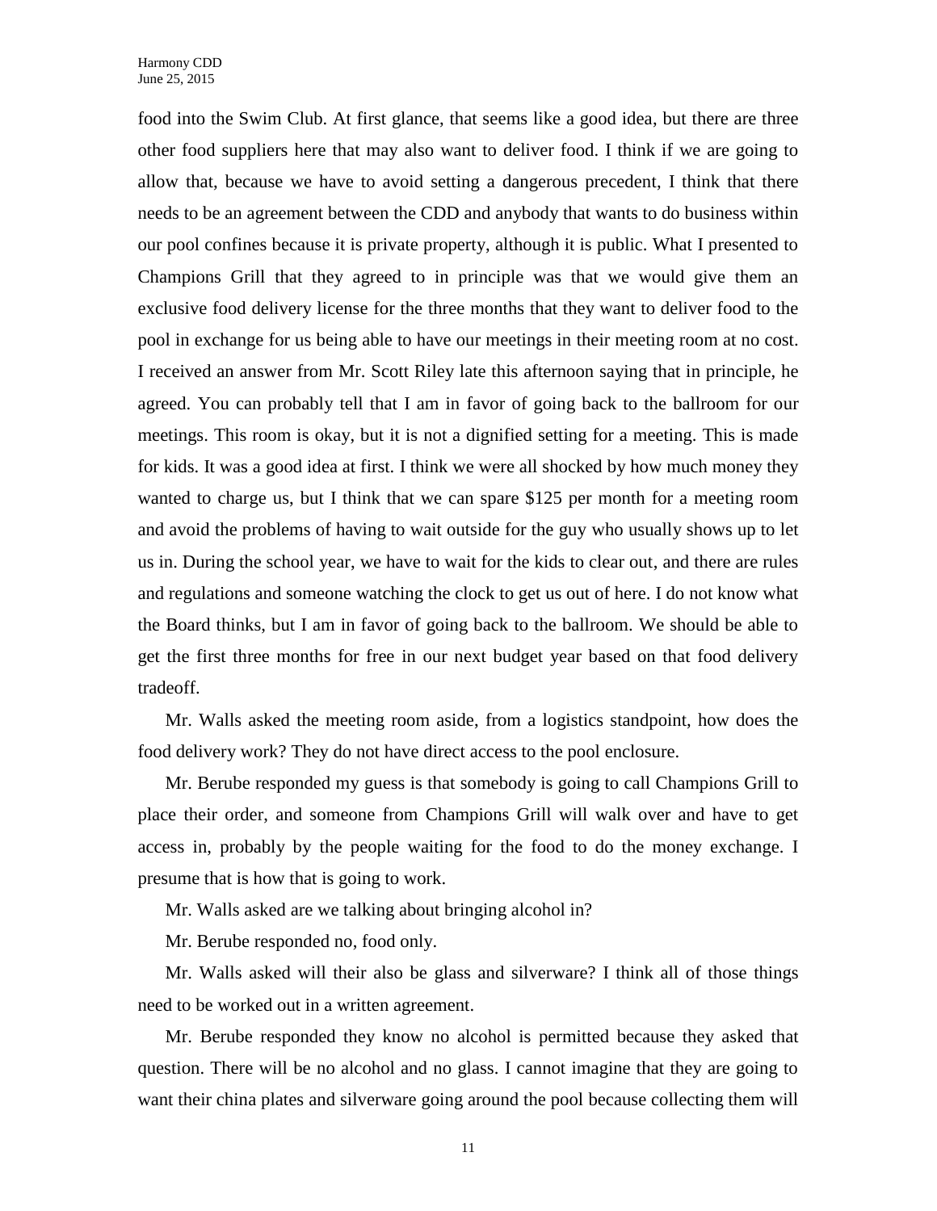food into the Swim Club. At first glance, that seems like a good idea, but there are three other food suppliers here that may also want to deliver food. I think if we are going to allow that, because we have to avoid setting a dangerous precedent, I think that there needs to be an agreement between the CDD and anybody that wants to do business within our pool confines because it is private property, although it is public. What I presented to Champions Grill that they agreed to in principle was that we would give them an exclusive food delivery license for the three months that they want to deliver food to the pool in exchange for us being able to have our meetings in their meeting room at no cost. I received an answer from Mr. Scott Riley late this afternoon saying that in principle, he agreed. You can probably tell that I am in favor of going back to the ballroom for our meetings. This room is okay, but it is not a dignified setting for a meeting. This is made for kids. It was a good idea at first. I think we were all shocked by how much money they wanted to charge us, but I think that we can spare $125 per month for a meeting room and avoid the problems of having to wait outside for the guy who usually shows up to let us in. During the school year, we have to wait for the kids to clear out, and there are rules and regulations and someone watching the clock to get us out of here. I do not know what the Board thinks, but I am in favor of going back to the ballroom. We should be able to get the first three months for free in our next budget year based on that food delivery tradeoff.

Mr. Walls asked the meeting room aside, from a logistics standpoint, how does the food delivery work? They do not have direct access to the pool enclosure.

Mr. Berube responded my guess is that somebody is going to call Champions Grill to place their order, and someone from Champions Grill will walk over and have to get access in, probably by the people waiting for the food to do the money exchange. I presume that is how that is going to work.

Mr. Walls asked are we talking about bringing alcohol in?

Mr. Berube responded no, food only.

Mr. Walls asked will their also be glass and silverware? I think all of those things need to be worked out in a written agreement.

Mr. Berube responded they know no alcohol is permitted because they asked that question. There will be no alcohol and no glass. I cannot imagine that they are going to want their china plates and silverware going around the pool because collecting them will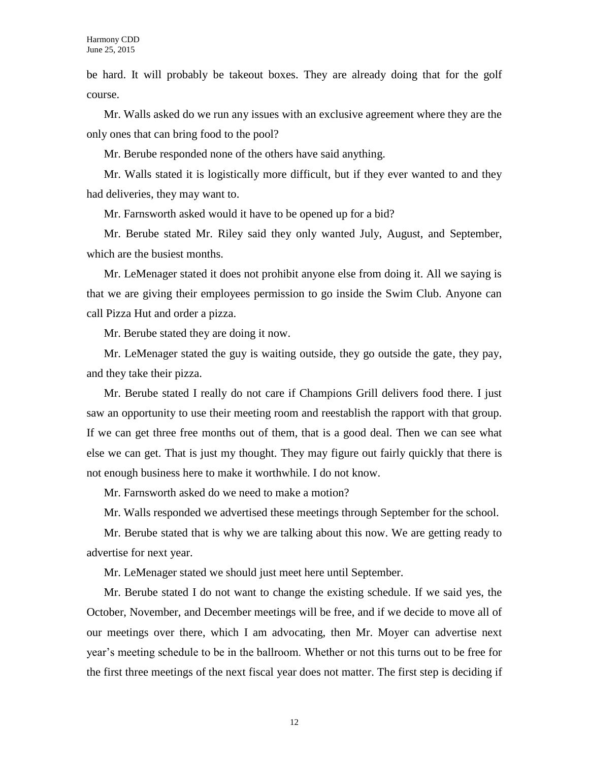be hard. It will probably be takeout boxes. They are already doing that for the golf course.

Mr. Walls asked do we run any issues with an exclusive agreement where they are the only ones that can bring food to the pool?

Mr. Berube responded none of the others have said anything.

Mr. Walls stated it is logistically more difficult, but if they ever wanted to and they had deliveries, they may want to.

Mr. Farnsworth asked would it have to be opened up for a bid?

Mr. Berube stated Mr. Riley said they only wanted July, August, and September, which are the busiest months.

Mr. LeMenager stated it does not prohibit anyone else from doing it. All we saying is that we are giving their employees permission to go inside the Swim Club. Anyone can call Pizza Hut and order a pizza.

Mr. Berube stated they are doing it now.

Mr. LeMenager stated the guy is waiting outside, they go outside the gate, they pay, and they take their pizza.

Mr. Berube stated I really do not care if Champions Grill delivers food there. I just saw an opportunity to use their meeting room and reestablish the rapport with that group. If we can get three free months out of them, that is a good deal. Then we can see what else we can get. That is just my thought. They may figure out fairly quickly that there is not enough business here to make it worthwhile. I do not know.

Mr. Farnsworth asked do we need to make a motion?

Mr. Walls responded we advertised these meetings through September for the school.

Mr. Berube stated that is why we are talking about this now. We are getting ready to advertise for next year.

Mr. LeMenager stated we should just meet here until September.

Mr. Berube stated I do not want to change the existing schedule. If we said yes, the October, November, and December meetings will be free, and if we decide to move all of our meetings over there, which I am advocating, then Mr. Moyer can advertise next year's meeting schedule to be in the ballroom. Whether or not this turns out to be free for the first three meetings of the next fiscal year does not matter. The first step is deciding if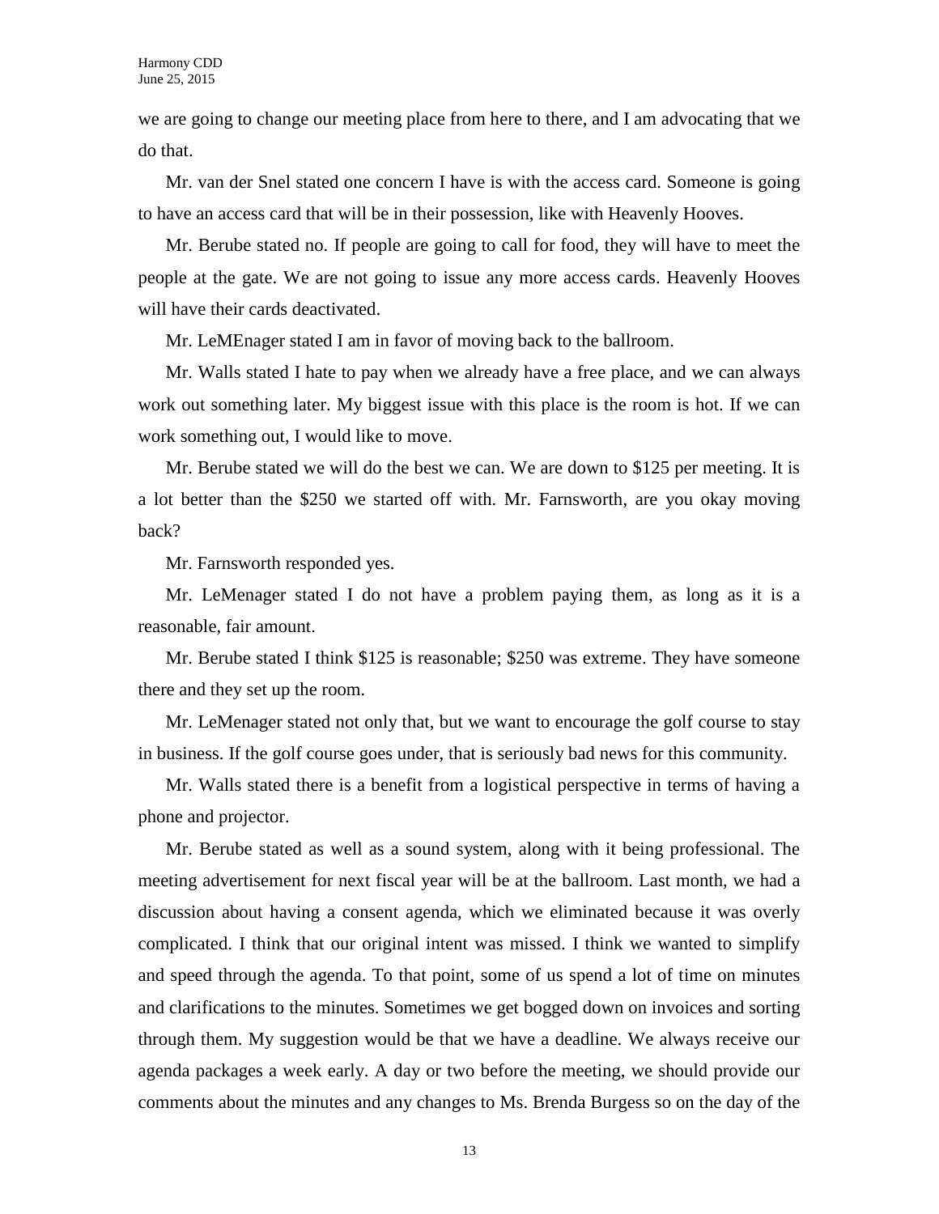we are going to change our meeting place from here to there, and I am advocating that we do that.

Mr. van der Snel stated one concern I have is with the access card. Someone is going to have an access card that will be in their possession, like with Heavenly Hooves.

Mr. Berube stated no. If people are going to call for food, they will have to meet the people at the gate. We are not going to issue any more access cards. Heavenly Hooves will have their cards deactivated.

Mr. LeMEnager stated I am in favor of moving back to the ballroom.

Mr. Walls stated I hate to pay when we already have a free place, and we can always work out something later. My biggest issue with this place is the room is hot. If we can work something out, I would like to move.

Mr. Berube stated we will do the best we can. We are down to $125 per meeting. It is a lot better than the $250 we started off with. Mr. Farnsworth, are you okay moving back?

Mr. Farnsworth responded yes.

Mr. LeMenager stated I do not have a problem paying them, as long as it is a reasonable, fair amount.

Mr. Berube stated I think $125 is reasonable; $250 was extreme. They have someone there and they set up the room.

Mr. LeMenager stated not only that, but we want to encourage the golf course to stay in business. If the golf course goes under, that is seriously bad news for this community.

Mr. Walls stated there is a benefit from a logistical perspective in terms of having a phone and projector.

Mr. Berube stated as well as a sound system, along with it being professional. The meeting advertisement for next fiscal year will be at the ballroom. Last month, we had a discussion about having a consent agenda, which we eliminated because it was overly complicated. I think that our original intent was missed. I think we wanted to simplify and speed through the agenda. To that point, some of us spend a lot of time on minutes and clarifications to the minutes. Sometimes we get bogged down on invoices and sorting through them. My suggestion would be that we have a deadline. We always receive our agenda packages a week early. A day or two before the meeting, we should provide our comments about the minutes and any changes to Ms. Brenda Burgess so on the day of the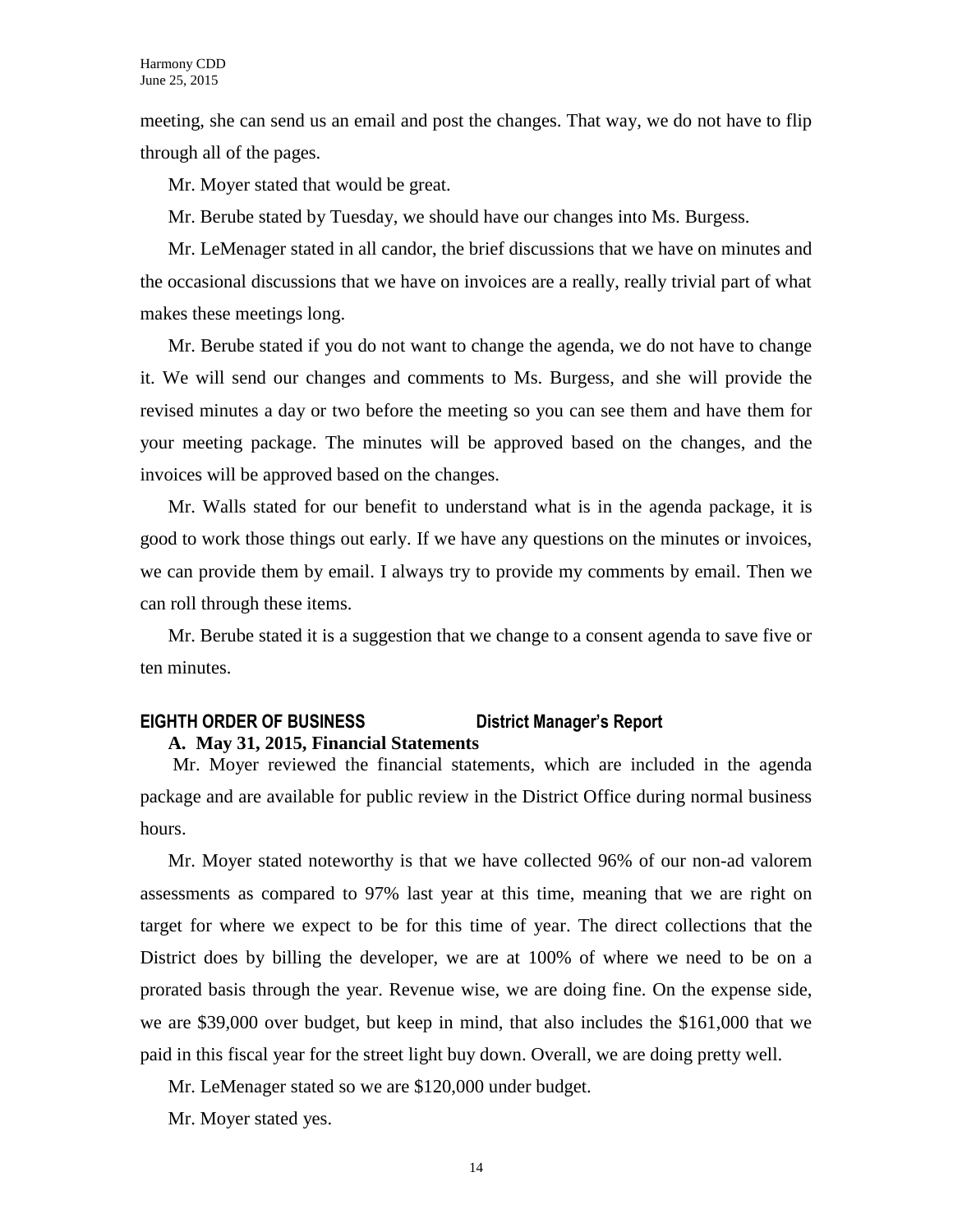meeting, she can send us an email and post the changes. That way, we do not have to flip through all of the pages.

Mr. Moyer stated that would be great.

Mr. Berube stated by Tuesday, we should have our changes into Ms. Burgess.

Mr. LeMenager stated in all candor, the brief discussions that we have on minutes and the occasional discussions that we have on invoices are a really, really trivial part of what makes these meetings long.

Mr. Berube stated if you do not want to change the agenda, we do not have to change it. We will send our changes and comments to Ms. Burgess, and she will provide the revised minutes a day or two before the meeting so you can see them and have them for your meeting package. The minutes will be approved based on the changes, and the invoices will be approved based on the changes.

Mr. Walls stated for our benefit to understand what is in the agenda package, it is good to work those things out early. If we have any questions on the minutes or invoices, we can provide them by email. I always try to provide my comments by email. Then we can roll through these items.

Mr. Berube stated it is a suggestion that we change to a consent agenda to save five or ten minutes.

## EIGHTH ORDER OF BUSINESS — District Manager's Report

### A. May 31, 2015, Financial Statements

Mr. Moyer reviewed the financial statements, which are included in the agenda package and are available for public review in the District Office during normal business hours.

Mr. Moyer stated noteworthy is that we have collected 96% of our non-ad valorem assessments as compared to 97% last year at this time, meaning that we are right on target for where we expect to be for this time of year. The direct collections that the District does by billing the developer, we are at 100% of where we need to be on a prorated basis through the year. Revenue wise, we are doing fine. On the expense side, we are $39,000 over budget, but keep in mind, that also includes the $161,000 that we paid in this fiscal year for the street light buy down. Overall, we are doing pretty well.

Mr. LeMenager stated so we are $120,000 under budget.

Mr. Moyer stated yes.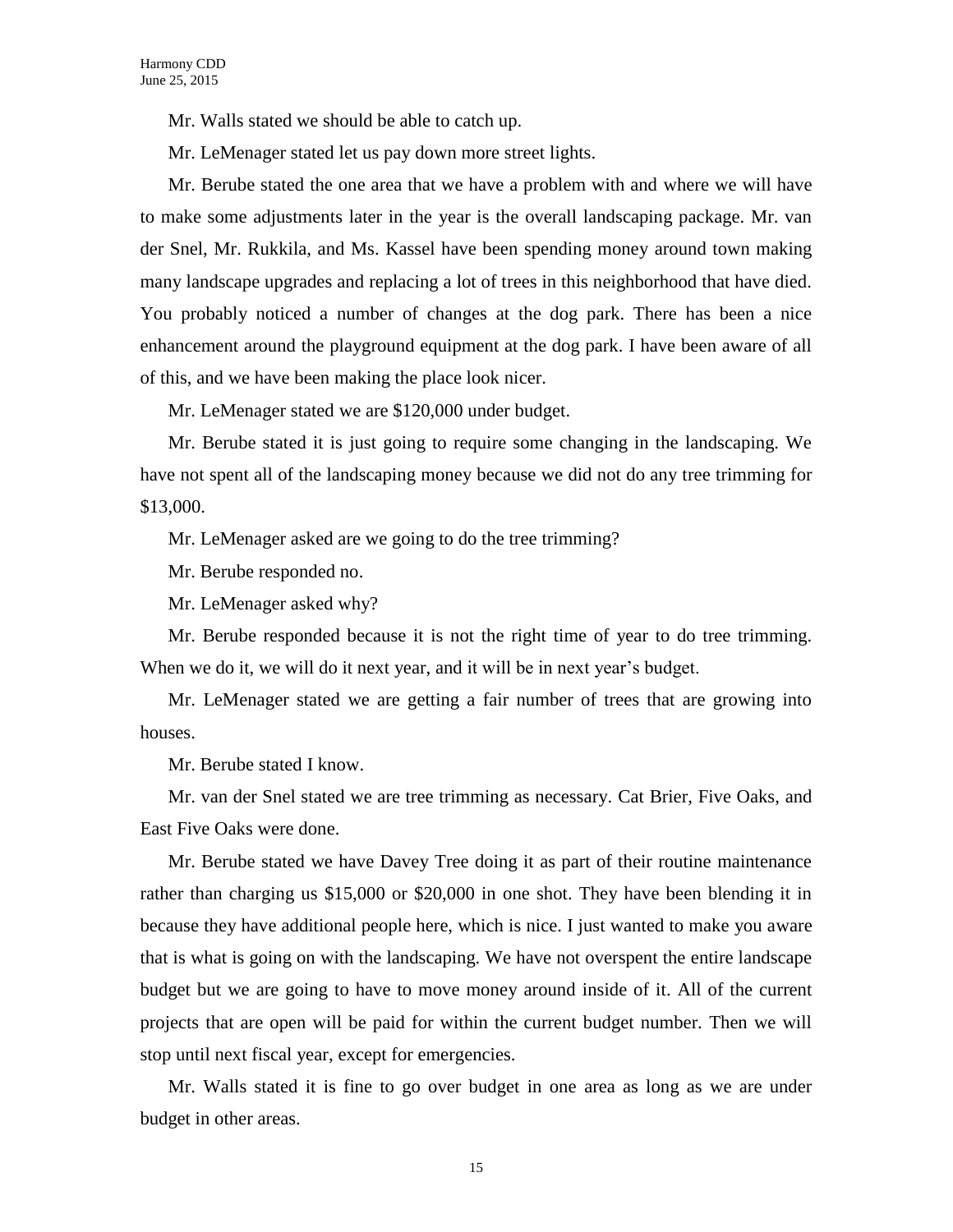Mr. Walls stated we should be able to catch up.

Mr. LeMenager stated let us pay down more street lights.

Mr. Berube stated the one area that we have a problem with and where we will have to make some adjustments later in the year is the overall landscaping package. Mr. van der Snel, Mr. Rukkila, and Ms. Kassel have been spending money around town making many landscape upgrades and replacing a lot of trees in this neighborhood that have died. You probably noticed a number of changes at the dog park. There has been a nice enhancement around the playground equipment at the dog park. I have been aware of all of this, and we have been making the place look nicer.

Mr. LeMenager stated we are $120,000 under budget.

Mr. Berube stated it is just going to require some changing in the landscaping. We have not spent all of the landscaping money because we did not do any tree trimming for $13,000.

Mr. LeMenager asked are we going to do the tree trimming?

Mr. Berube responded no.

Mr. LeMenager asked why?

Mr. Berube responded because it is not the right time of year to do tree trimming. When we do it, we will do it next year, and it will be in next year's budget.

Mr. LeMenager stated we are getting a fair number of trees that are growing into houses.

Mr. Berube stated I know.

Mr. van der Snel stated we are tree trimming as necessary. Cat Brier, Five Oaks, and East Five Oaks were done.

Mr. Berube stated we have Davey Tree doing it as part of their routine maintenance rather than charging us $15,000 or $20,000 in one shot. They have been blending it in because they have additional people here, which is nice. I just wanted to make you aware that is what is going on with the landscaping. We have not overspent the entire landscape budget but we are going to have to move money around inside of it. All of the current projects that are open will be paid for within the current budget number. Then we will stop until next fiscal year, except for emergencies.

Mr. Walls stated it is fine to go over budget in one area as long as we are under budget in other areas.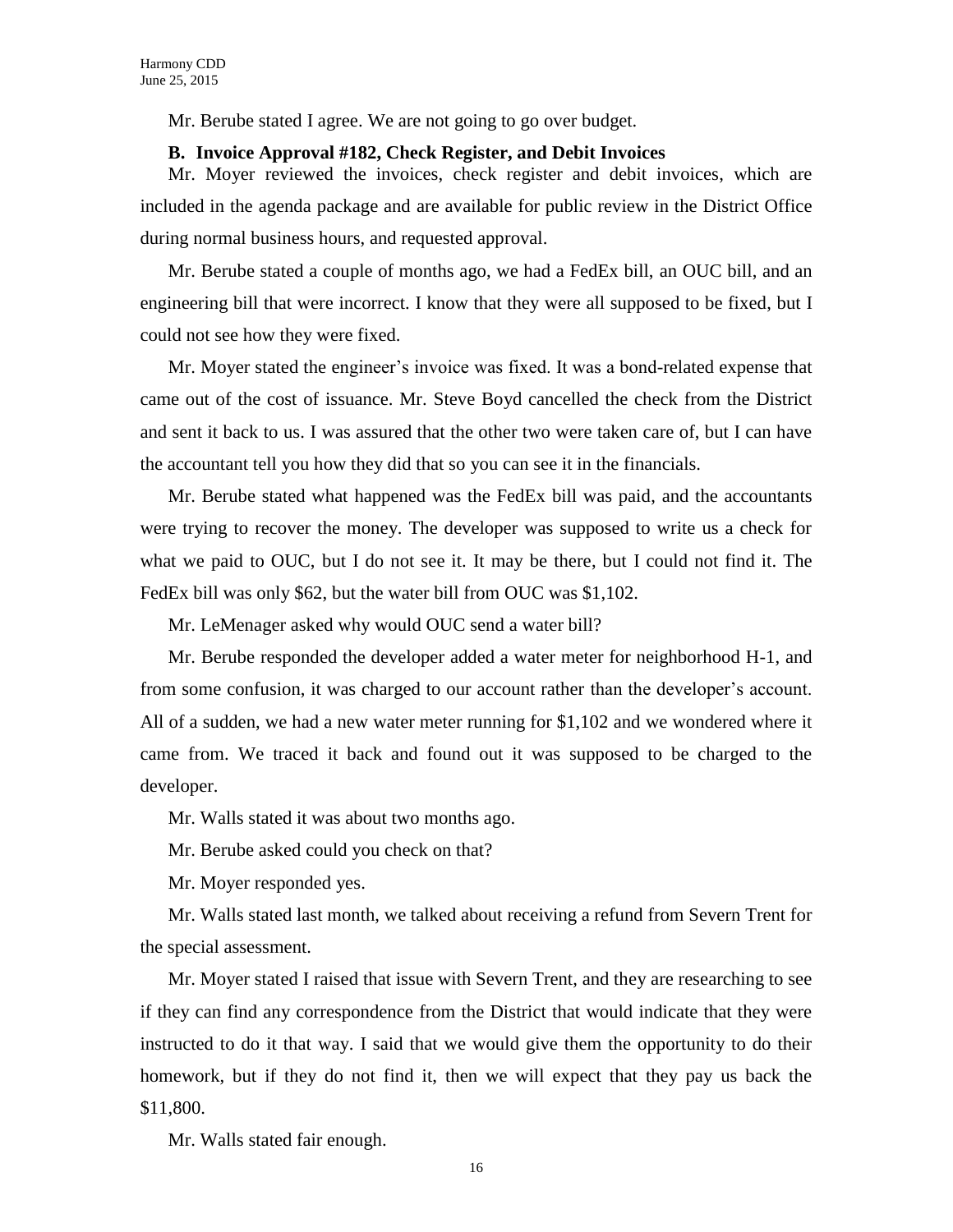Mr. Berube stated I agree. We are not going to go over budget.

**B. Invoice Approval #182, Check Register, and Debit Invoices**

Mr. Moyer reviewed the invoices, check register and debit invoices, which are included in the agenda package and are available for public review in the District Office during normal business hours, and requested approval.

Mr. Berube stated a couple of months ago, we had a FedEx bill, an OUC bill, and an engineering bill that were incorrect. I know that they were all supposed to be fixed, but I could not see how they were fixed.

Mr. Moyer stated the engineer's invoice was fixed. It was a bond-related expense that came out of the cost of issuance. Mr. Steve Boyd cancelled the check from the District and sent it back to us. I was assured that the other two were taken care of, but I can have the accountant tell you how they did that so you can see it in the financials.

Mr. Berube stated what happened was the FedEx bill was paid, and the accountants were trying to recover the money. The developer was supposed to write us a check for what we paid to OUC, but I do not see it. It may be there, but I could not find it. The FedEx bill was only $62, but the water bill from OUC was $1,102.

Mr. LeMenager asked why would OUC send a water bill?

Mr. Berube responded the developer added a water meter for neighborhood H-1, and from some confusion, it was charged to our account rather than the developer's account. All of a sudden, we had a new water meter running for $1,102 and we wondered where it came from. We traced it back and found out it was supposed to be charged to the developer.

Mr. Walls stated it was about two months ago.

Mr. Berube asked could you check on that?

Mr. Moyer responded yes.

Mr. Walls stated last month, we talked about receiving a refund from Severn Trent for the special assessment.

Mr. Moyer stated I raised that issue with Severn Trent, and they are researching to see if they can find any correspondence from the District that would indicate that they were instructed to do it that way. I said that we would give them the opportunity to do their homework, but if they do not find it, then we will expect that they pay us back the $11,800.

Mr. Walls stated fair enough.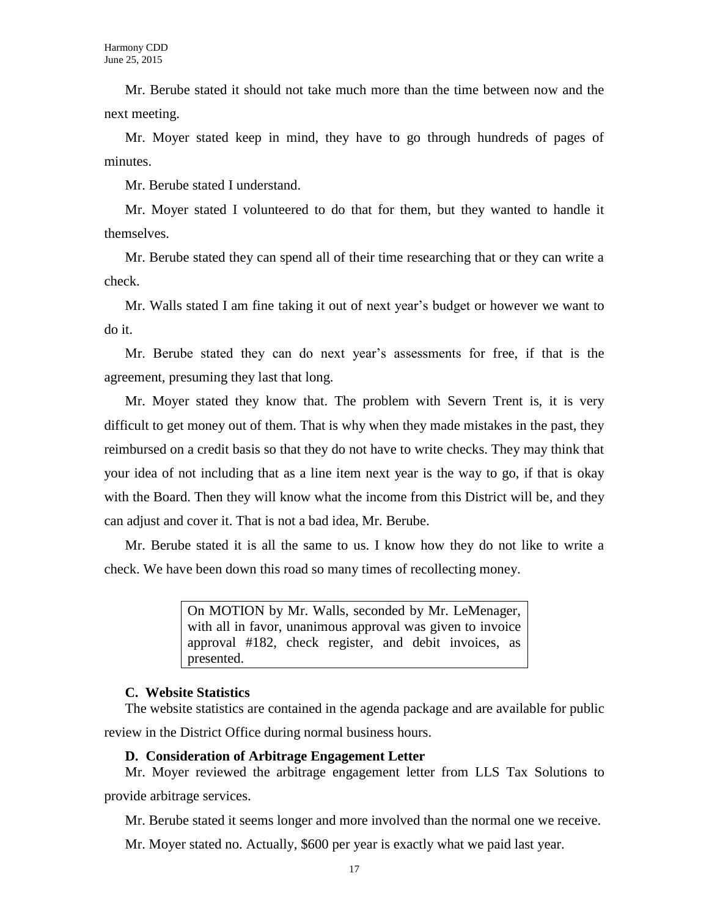Mr. Berube stated it should not take much more than the time between now and the next meeting.

Mr. Moyer stated keep in mind, they have to go through hundreds of pages of minutes.

Mr. Berube stated I understand.

Mr. Moyer stated I volunteered to do that for them, but they wanted to handle it themselves.

Mr. Berube stated they can spend all of their time researching that or they can write a check.

Mr. Walls stated I am fine taking it out of next year's budget or however we want to do it.

Mr. Berube stated they can do next year's assessments for free, if that is the agreement, presuming they last that long.

Mr. Moyer stated they know that. The problem with Severn Trent is, it is very difficult to get money out of them. That is why when they made mistakes in the past, they reimbursed on a credit basis so that they do not have to write checks. They may think that your idea of not including that as a line item next year is the way to go, if that is okay with the Board. Then they will know what the income from this District will be, and they can adjust and cover it. That is not a bad idea, Mr. Berube.

Mr. Berube stated it is all the same to us. I know how they do not like to write a check. We have been down this road so many times of recollecting money.

> On MOTION by Mr. Walls, seconded by Mr. LeMenager, with all in favor, unanimous approval was given to invoice approval #182, check register, and debit invoices, as presented.

### C. Website Statistics

The website statistics are contained in the agenda package and are available for public review in the District Office during normal business hours.

### D. Consideration of Arbitrage Engagement Letter

Mr. Moyer reviewed the arbitrage engagement letter from LLS Tax Solutions to provide arbitrage services.

Mr. Berube stated it seems longer and more involved than the normal one we receive.

Mr. Moyer stated no. Actually, $600 per year is exactly what we paid last year.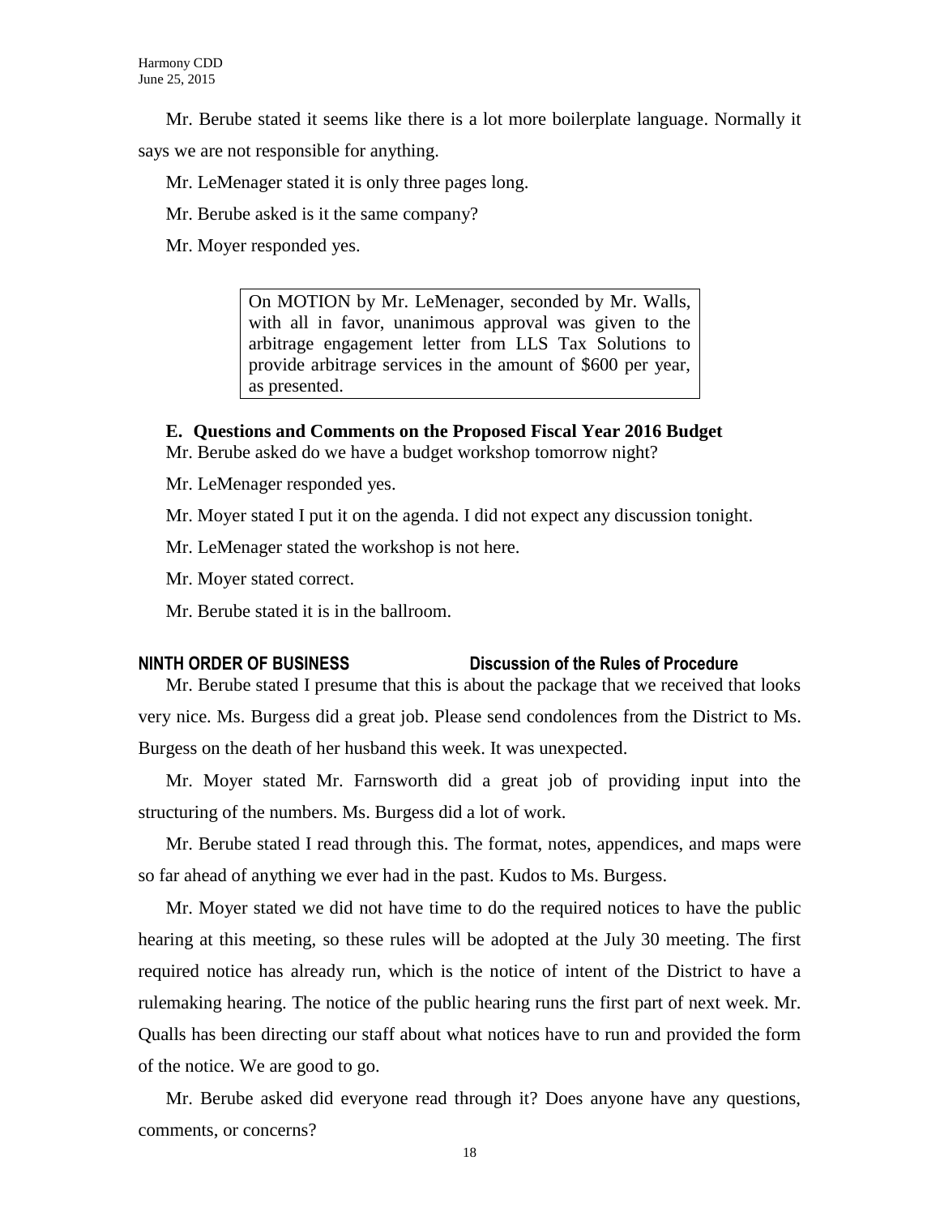Mr. Berube stated it seems like there is a lot more boilerplate language. Normally it says we are not responsible for anything.

Mr. LeMenager stated it is only three pages long.

Mr. Berube asked is it the same company?

Mr. Moyer responded yes.

> On MOTION by Mr. LeMenager, seconded by Mr. Walls, with all in favor, unanimous approval was given to the arbitrage engagement letter from LLS Tax Solutions to provide arbitrage services in the amount of $600 per year, as presented.

**E. Questions and Comments on the Proposed Fiscal Year 2016 Budget**

Mr. Berube asked do we have a budget workshop tomorrow night?

Mr. LeMenager responded yes.

Mr. Moyer stated I put it on the agenda. I did not expect any discussion tonight.

Mr. LeMenager stated the workshop is not here.

Mr. Moyer stated correct.

Mr. Berube stated it is in the ballroom.

**NINTH ORDER OF BUSINESS — Discussion of the Rules of Procedure**

Mr. Berube stated I presume that this is about the package that we received that looks very nice. Ms. Burgess did a great job. Please send condolences from the District to Ms. Burgess on the death of her husband this week. It was unexpected.

Mr. Moyer stated Mr. Farnsworth did a great job of providing input into the structuring of the numbers. Ms. Burgess did a lot of work.

Mr. Berube stated I read through this. The format, notes, appendices, and maps were so far ahead of anything we ever had in the past. Kudos to Ms. Burgess.

Mr. Moyer stated we did not have time to do the required notices to have the public hearing at this meeting, so these rules will be adopted at the July 30 meeting. The first required notice has already run, which is the notice of intent of the District to have a rulemaking hearing. The notice of the public hearing runs the first part of next week. Mr. Qualls has been directing our staff about what notices have to run and provided the form of the notice. We are good to go.

Mr. Berube asked did everyone read through it? Does anyone have any questions, comments, or concerns?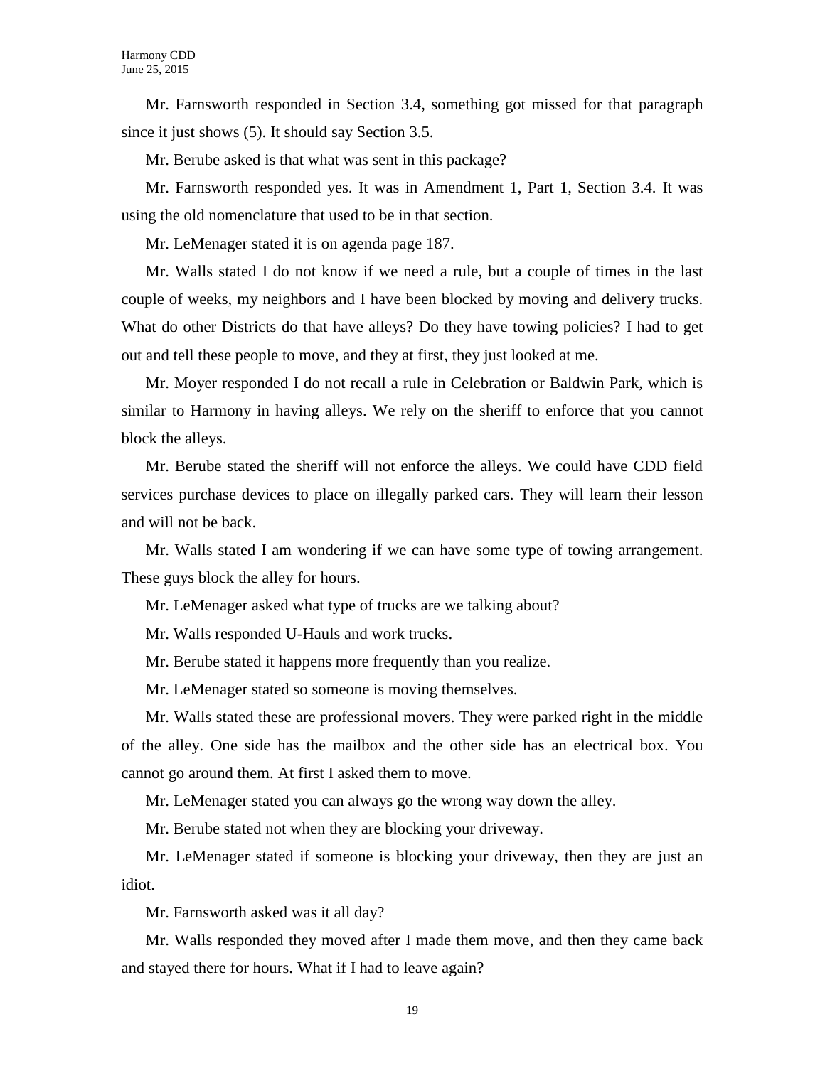Mr. Farnsworth responded in Section 3.4, something got missed for that paragraph since it just shows (5). It should say Section 3.5.

Mr. Berube asked is that what was sent in this package?

Mr. Farnsworth responded yes. It was in Amendment 1, Part 1, Section 3.4. It was using the old nomenclature that used to be in that section.

Mr. LeMenager stated it is on agenda page 187.

Mr. Walls stated I do not know if we need a rule, but a couple of times in the last couple of weeks, my neighbors and I have been blocked by moving and delivery trucks. What do other Districts do that have alleys? Do they have towing policies? I had to get out and tell these people to move, and they at first, they just looked at me.

Mr. Moyer responded I do not recall a rule in Celebration or Baldwin Park, which is similar to Harmony in having alleys. We rely on the sheriff to enforce that you cannot block the alleys.

Mr. Berube stated the sheriff will not enforce the alleys. We could have CDD field services purchase devices to place on illegally parked cars. They will learn their lesson and will not be back.

Mr. Walls stated I am wondering if we can have some type of towing arrangement. These guys block the alley for hours.

Mr. LeMenager asked what type of trucks are we talking about?

Mr. Walls responded U-Hauls and work trucks.

Mr. Berube stated it happens more frequently than you realize.

Mr. LeMenager stated so someone is moving themselves.

Mr. Walls stated these are professional movers. They were parked right in the middle of the alley. One side has the mailbox and the other side has an electrical box. You cannot go around them. At first I asked them to move.

Mr. LeMenager stated you can always go the wrong way down the alley.

Mr. Berube stated not when they are blocking your driveway.

Mr. LeMenager stated if someone is blocking your driveway, then they are just an idiot.

Mr. Farnsworth asked was it all day?

Mr. Walls responded they moved after I made them move, and then they came back and stayed there for hours. What if I had to leave again?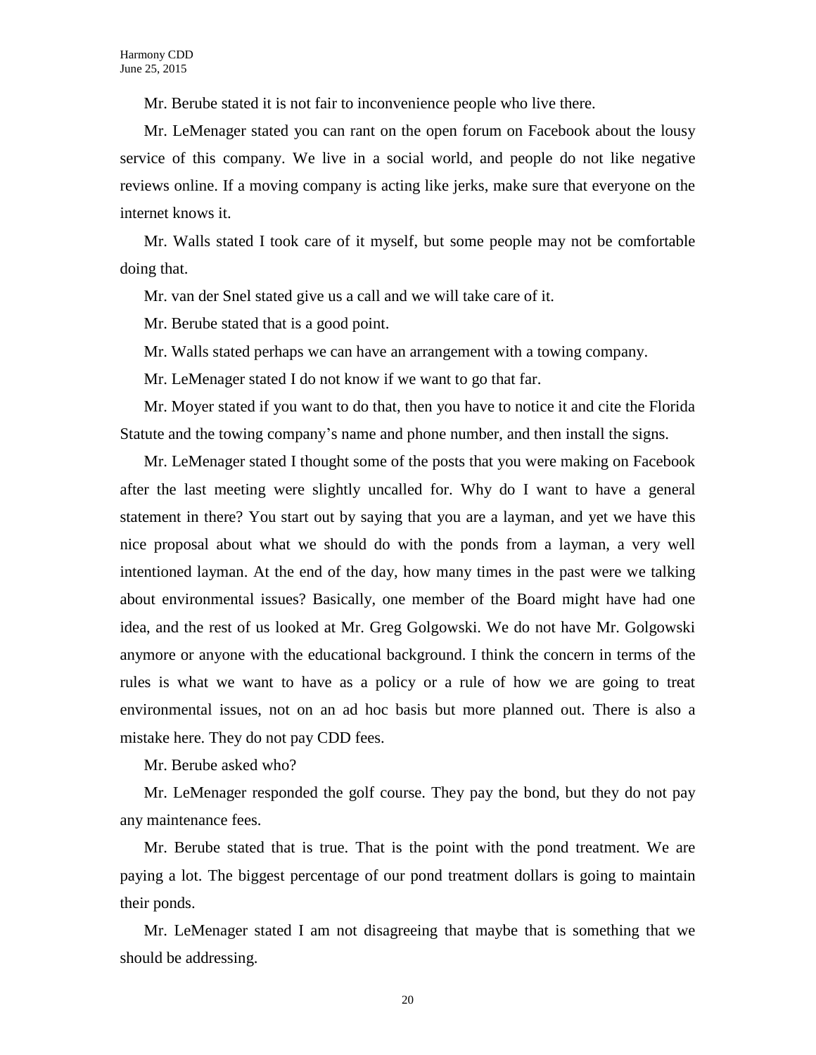Mr. Berube stated it is not fair to inconvenience people who live there.

Mr. LeMenager stated you can rant on the open forum on Facebook about the lousy service of this company. We live in a social world, and people do not like negative reviews online. If a moving company is acting like jerks, make sure that everyone on the internet knows it.

Mr. Walls stated I took care of it myself, but some people may not be comfortable doing that.

Mr. van der Snel stated give us a call and we will take care of it.

Mr. Berube stated that is a good point.

Mr. Walls stated perhaps we can have an arrangement with a towing company.

Mr. LeMenager stated I do not know if we want to go that far.

Mr. Moyer stated if you want to do that, then you have to notice it and cite the Florida Statute and the towing company's name and phone number, and then install the signs.

Mr. LeMenager stated I thought some of the posts that you were making on Facebook after the last meeting were slightly uncalled for. Why do I want to have a general statement in there? You start out by saying that you are a layman, and yet we have this nice proposal about what we should do with the ponds from a layman, a very well intentioned layman. At the end of the day, how many times in the past were we talking about environmental issues? Basically, one member of the Board might have had one idea, and the rest of us looked at Mr. Greg Golgowski. We do not have Mr. Golgowski anymore or anyone with the educational background. I think the concern in terms of the rules is what we want to have as a policy or a rule of how we are going to treat environmental issues, not on an ad hoc basis but more planned out. There is also a mistake here. They do not pay CDD fees.

Mr. Berube asked who?

Mr. LeMenager responded the golf course. They pay the bond, but they do not pay any maintenance fees.

Mr. Berube stated that is true. That is the point with the pond treatment. We are paying a lot. The biggest percentage of our pond treatment dollars is going to maintain their ponds.

Mr. LeMenager stated I am not disagreeing that maybe that is something that we should be addressing.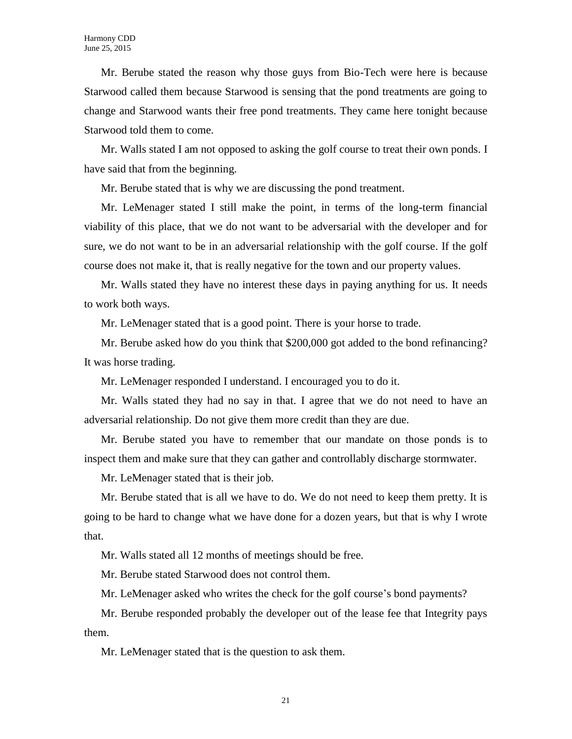Mr. Berube stated the reason why those guys from Bio-Tech were here is because Starwood called them because Starwood is sensing that the pond treatments are going to change and Starwood wants their free pond treatments. They came here tonight because Starwood told them to come.

Mr. Walls stated I am not opposed to asking the golf course to treat their own ponds. I have said that from the beginning.

Mr. Berube stated that is why we are discussing the pond treatment.

Mr. LeMenager stated I still make the point, in terms of the long-term financial viability of this place, that we do not want to be adversarial with the developer and for sure, we do not want to be in an adversarial relationship with the golf course. If the golf course does not make it, that is really negative for the town and our property values.

Mr. Walls stated they have no interest these days in paying anything for us. It needs to work both ways.

Mr. LeMenager stated that is a good point. There is your horse to trade.

Mr. Berube asked how do you think that $200,000 got added to the bond refinancing? It was horse trading.

Mr. LeMenager responded I understand. I encouraged you to do it.

Mr. Walls stated they had no say in that. I agree that we do not need to have an adversarial relationship. Do not give them more credit than they are due.

Mr. Berube stated you have to remember that our mandate on those ponds is to inspect them and make sure that they can gather and controllably discharge stormwater.

Mr. LeMenager stated that is their job.

Mr. Berube stated that is all we have to do. We do not need to keep them pretty. It is going to be hard to change what we have done for a dozen years, but that is why I wrote that.

Mr. Walls stated all 12 months of meetings should be free.

Mr. Berube stated Starwood does not control them.

Mr. LeMenager asked who writes the check for the golf course's bond payments?

Mr. Berube responded probably the developer out of the lease fee that Integrity pays them.

Mr. LeMenager stated that is the question to ask them.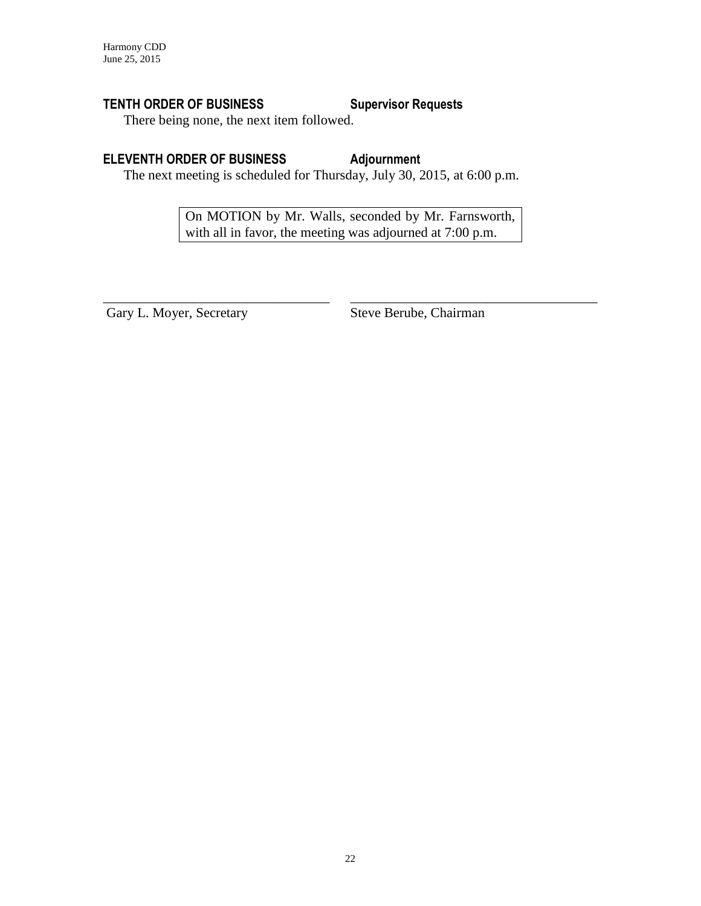**TENTH ORDER OF BUSINESS** **Supervisor Requests**

There being none, the next item followed.

**ELEVENTH ORDER OF BUSINESS** **Adjournment**

The next meeting is scheduled for Thursday, July 30, 2015, at 6:00 p.m.

> On MOTION by Mr. Walls, seconded by Mr. Farnsworth, with all in favor, the meeting was adjourned at 7:00 p.m.

| | |
|---|---|
| ___________________________ | ___________________________ |
| Gary L. Moyer, Secretary | Steve Berube, Chairman |